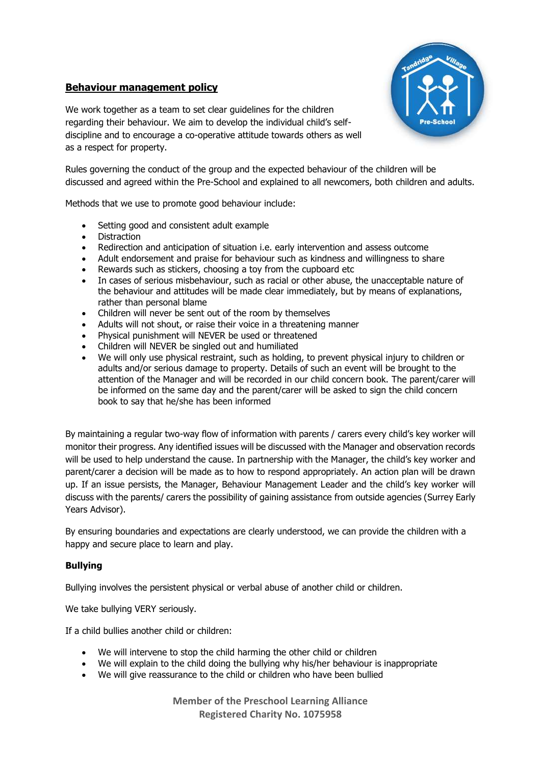## Behaviour management policy

We work together as a team to set clear guidelines for the children regarding their behaviour. We aim to develop the individual child's self-discipline and to encourage a co-operative attitude towards others as well as a respect for property.

Rules governing the conduct of the group and the expected behaviour of the children will be discussed and agreed within the Pre-School and explained to all newcomers, both children and adults.

Methods that we use to promote good behaviour include:

- Setting good and consistent adult example
- Distraction
- Redirection and anticipation of situation i.e. early intervention and assess outcome
- Adult endorsement and praise for behaviour such as kindness and willingness to share
- Rewards such as stickers, choosing a toy from the cupboard etc
- In cases of serious misbehaviour, such as racial or other abuse, the unacceptable nature of the behaviour and attitudes will be made clear immediately, but by means of explanations, rather than personal blame
- Children will never be sent out of the room by themselves
- Adults will not shout, or raise their voice in a threatening manner
- Physical punishment will NEVER be used or threatened
- Children will NEVER be singled out and humiliated
- We will only use physical restraint, such as holding, to prevent physical injury to children or adults and/or serious damage to property. Details of such an event will be brought to the attention of the Manager and will be recorded in our child concern book. The parent/carer will be informed on the same day and the parent/carer will be asked to sign the child concern book to say that he/she has been informed

By maintaining a regular two-way flow of information with parents / carers every child's key worker will monitor their progress. Any identified issues will be discussed with the Manager and observation records will be used to help understand the cause. In partnership with the Manager, the child's key worker and parent/carer a decision will be made as to how to respond appropriately. An action plan will be drawn up. If an issue persists, the Manager, Behaviour Management Leader and the child's key worker will discuss with the parents/ carers the possibility of gaining assistance from outside agencies (Surrey Early Years Advisor).

By ensuring boundaries and expectations are clearly understood, we can provide the children with a happy and secure place to learn and play.

### Bullying

Bullying involves the persistent physical or verbal abuse of another child or children.

We take bullying VERY seriously.

If a child bullies another child or children:

- We will intervene to stop the child harming the other child or children
- We will explain to the child doing the bullying why his/her behaviour is inappropriate
- We will give reassurance to the child or children who have been bullied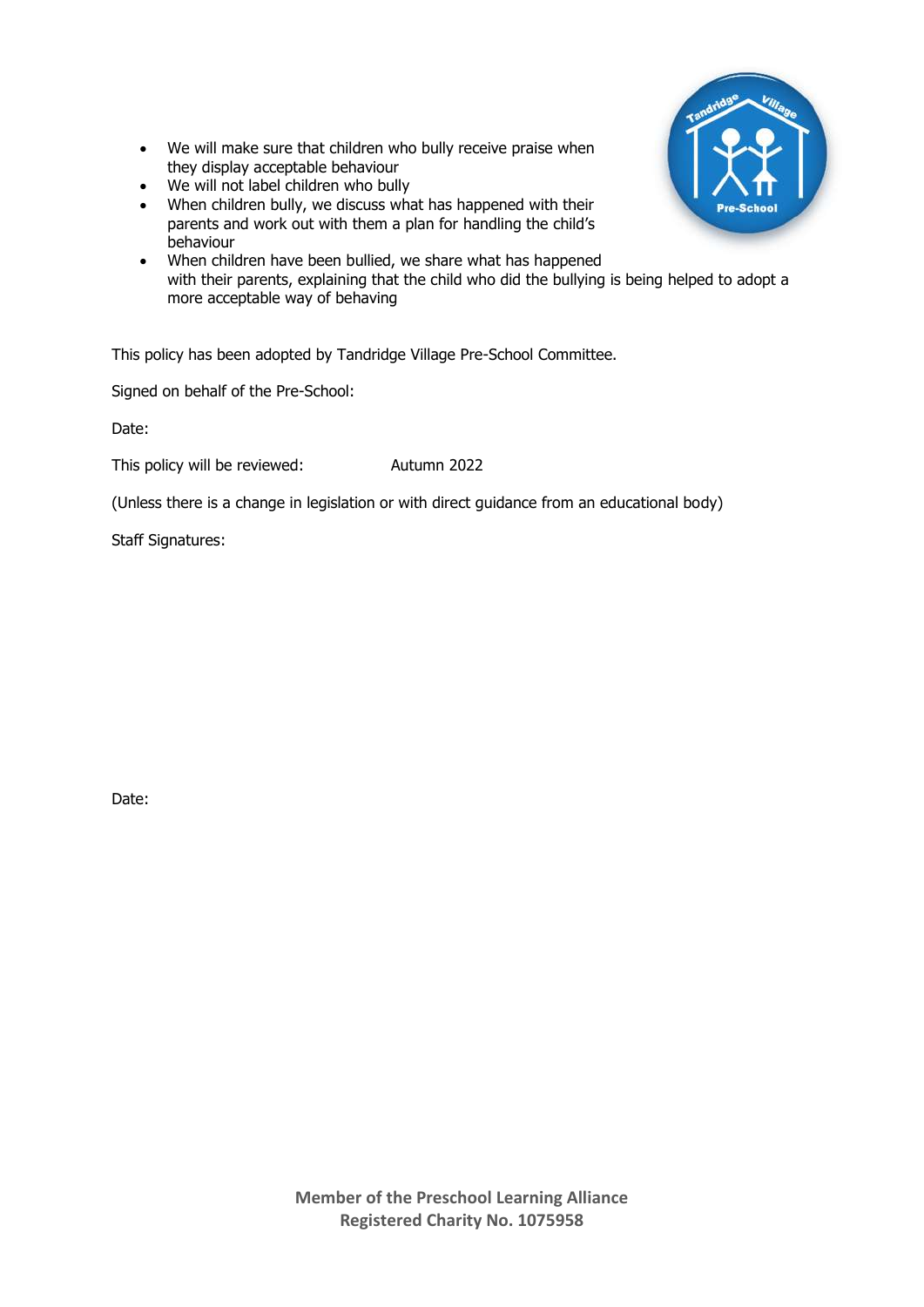- We will make sure that children who bully receive praise when they display acceptable behaviour
- We will not label children who bully
- When children bully, we discuss what has happened with their parents and work out with them a plan for handling the child's behaviour
- When children have been bullied, we share what has happened with their parents, explaining that the child who did the bullying is being helped to adopt a more acceptable way of behaving

This policy has been adopted by Tandridge Village Pre-School Committee.

Signed on behalf of the Pre-School:

Date:

This policy will be reviewed: Autumn 2022

(Unless there is a change in legislation or with direct guidance from an educational body)

Staff Signatures:

Date:

**Member of the Preschool Learning Alliance**
**Registered Charity No. 1075958**